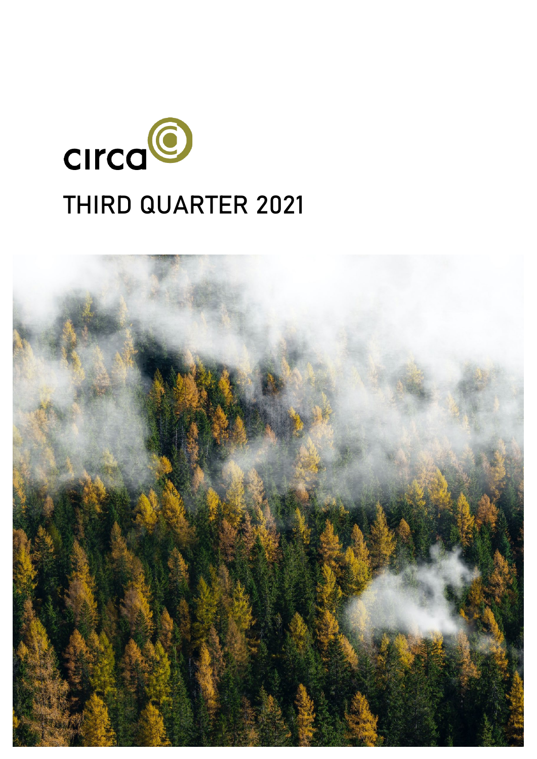circa

# THIRD QUARTER 2021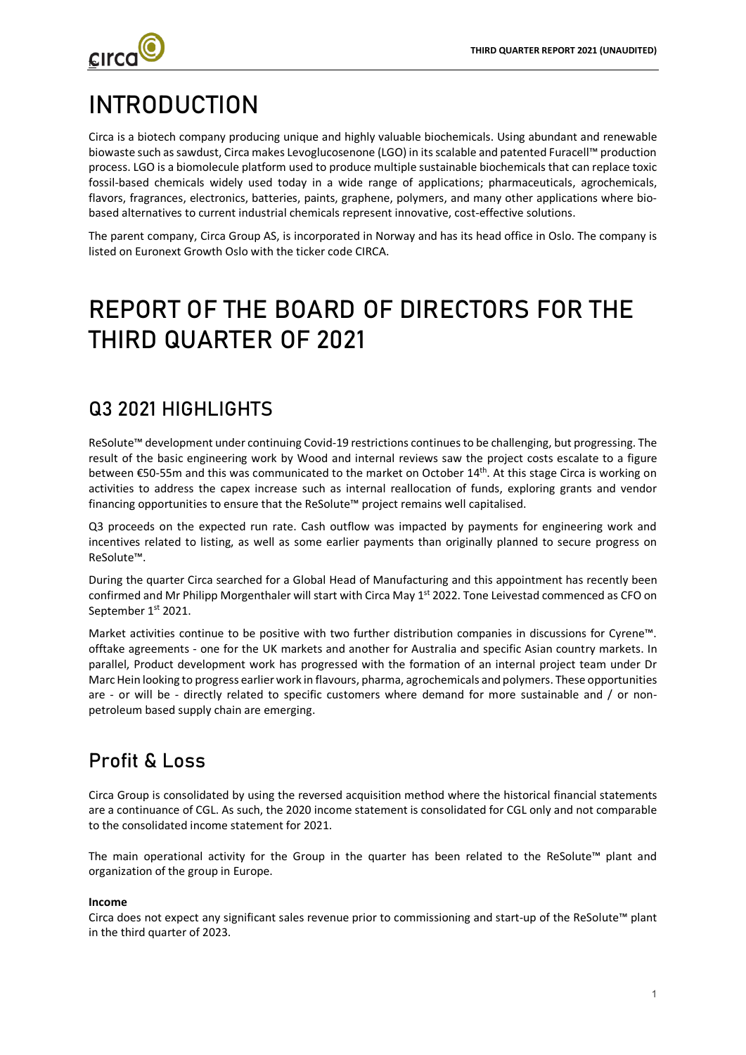# INTRODUCTION

Circa is a biotech company producing unique and highly valuable biochemicals. Using abundant and renewable biowaste such as sawdust, Circa makes Levoglucosenone (LGO) in its scalable and patented Furacell™ production process. LGO is a biomolecule platform used to produce multiple sustainable biochemicals that can replace toxic fossil-based chemicals widely used today in a wide range of applications; pharmaceuticals, agrochemicals, flavors, fragrances, electronics, batteries, paints, graphene, polymers, and many other applications where bio-based alternatives to current industrial chemicals represent innovative, cost-effective solutions.

The parent company, Circa Group AS, is incorporated in Norway and has its head office in Oslo. The company is listed on Euronext Growth Oslo with the ticker code CIRCA.

# REPORT OF THE BOARD OF DIRECTORS FOR THE THIRD QUARTER OF 2021

## Q3 2021 HIGHLIGHTS

ReSolute™ development under continuing Covid-19 restrictions continues to be challenging, but progressing. The result of the basic engineering work by Wood and internal reviews saw the project costs escalate to a figure between €50-55m and this was communicated to the market on October 14th. At this stage Circa is working on activities to address the capex increase such as internal reallocation of funds, exploring grants and vendor financing opportunities to ensure that the ReSolute™ project remains well capitalised.

Q3 proceeds on the expected run rate. Cash outflow was impacted by payments for engineering work and incentives related to listing, as well as some earlier payments than originally planned to secure progress on ReSolute™.

During the quarter Circa searched for a Global Head of Manufacturing and this appointment has recently been confirmed and Mr Philipp Morgenthaler will start with Circa May 1st 2022. Tone Leivestad commenced as CFO on September 1st 2021.

Market activities continue to be positive with two further distribution companies in discussions for Cyrene™. offtake agreements - one for the UK markets and another for Australia and specific Asian country markets. In parallel, Product development work has progressed with the formation of an internal project team under Dr Marc Hein looking to progress earlier work in flavours, pharma, agrochemicals and polymers. These opportunities are - or will be - directly related to specific customers where demand for more sustainable and / or non-petroleum based supply chain are emerging.

## Profit & Loss

Circa Group is consolidated by using the reversed acquisition method where the historical financial statements are a continuance of CGL. As such, the 2020 income statement is consolidated for CGL only and not comparable to the consolidated income statement for 2021.

The main operational activity for the Group in the quarter has been related to the ReSolute™ plant and organization of the group in Europe.

**Income**

Circa does not expect any significant sales revenue prior to commissioning and start-up of the ReSolute™ plant in the third quarter of 2023.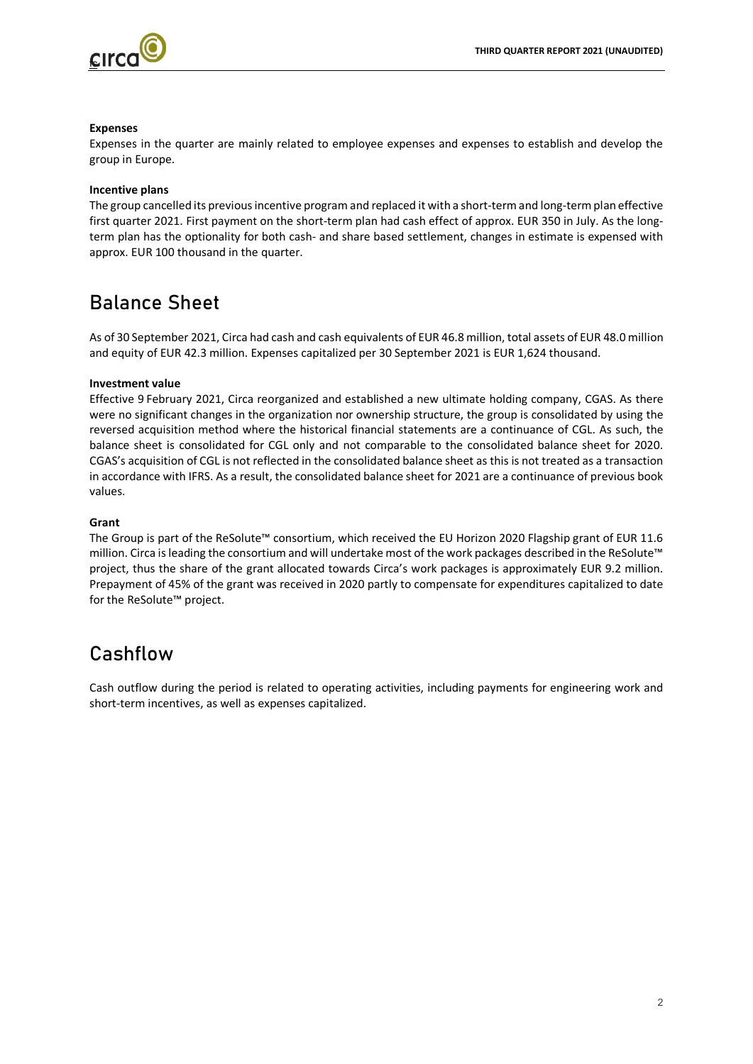**Expenses**

Expenses in the quarter are mainly related to employee expenses and expenses to establish and develop the group in Europe.

**Incentive plans**

The group cancelled its previous incentive program and replaced it with a short-term and long-term plan effective first quarter 2021. First payment on the short-term plan had cash effect of approx. EUR 350 in July. As the long-term plan has the optionality for both cash- and share based settlement, changes in estimate is expensed with approx. EUR 100 thousand in the quarter.

# Balance Sheet

As of 30 September 2021, Circa had cash and cash equivalents of EUR 46.8 million, total assets of EUR 48.0 million and equity of EUR 42.3 million. Expenses capitalized per 30 September 2021 is EUR 1,624 thousand.

**Investment value**

Effective 9 February 2021, Circa reorganized and established a new ultimate holding company, CGAS. As there were no significant changes in the organization nor ownership structure, the group is consolidated by using the reversed acquisition method where the historical financial statements are a continuance of CGL. As such, the balance sheet is consolidated for CGL only and not comparable to the consolidated balance sheet for 2020. CGAS's acquisition of CGL is not reflected in the consolidated balance sheet as this is not treated as a transaction in accordance with IFRS. As a result, the consolidated balance sheet for 2021 are a continuance of previous book values.

**Grant**

The Group is part of the ReSolute™ consortium, which received the EU Horizon 2020 Flagship grant of EUR 11.6 million. Circa is leading the consortium and will undertake most of the work packages described in the ReSolute™ project, thus the share of the grant allocated towards Circa's work packages is approximately EUR 9.2 million. Prepayment of 45% of the grant was received in 2020 partly to compensate for expenditures capitalized to date for the ReSolute™ project.

# Cashflow

Cash outflow during the period is related to operating activities, including payments for engineering work and short-term incentives, as well as expenses capitalized.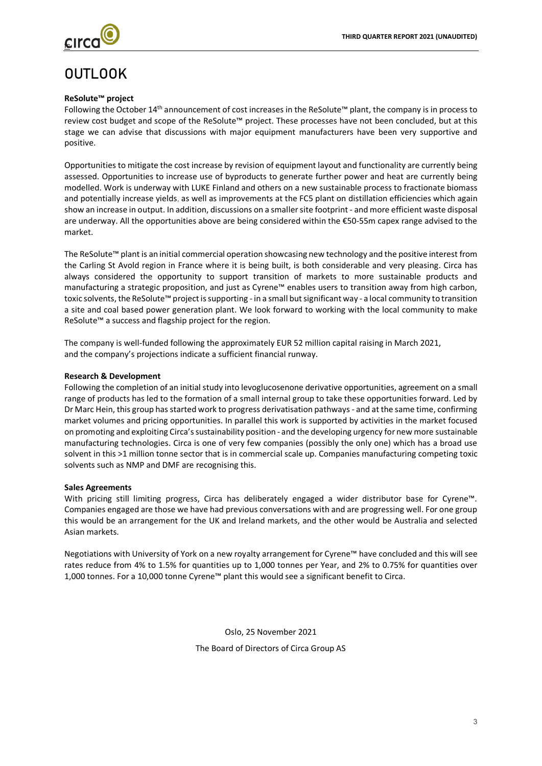# OUTLOOK

**ReSolute™ project**

Following the October 14th announcement of cost increases in the ReSolute™ plant, the company is in process to review cost budget and scope of the ReSolute™ project. These processes have not been concluded, but at this stage we can advise that discussions with major equipment manufacturers have been very supportive and positive.

Opportunities to mitigate the cost increase by revision of equipment layout and functionality are currently being assessed. Opportunities to increase use of byproducts to generate further power and heat are currently being modelled. Work is underway with LUKE Finland and others on a new sustainable process to fractionate biomass and potentially increase yields, as well as improvements at the FC5 plant on distillation efficiencies which again show an increase in output. In addition, discussions on a smaller site footprint - and more efficient waste disposal are underway. All the opportunities above are being considered within the €50-55m capex range advised to the market.

The ReSolute™ plant is an initial commercial operation showcasing new technology and the positive interest from the Carling St Avold region in France where it is being built, is both considerable and very pleasing. Circa has always considered the opportunity to support transition of markets to more sustainable products and manufacturing a strategic proposition, and just as Cyrene™ enables users to transition away from high carbon, toxic solvents, the ReSolute™ project is supporting - in a small but significant way - a local community to transition a site and coal based power generation plant. We look forward to working with the local community to make ReSolute™ a success and flagship project for the region.

The company is well-funded following the approximately EUR 52 million capital raising in March 2021, and the company's projections indicate a sufficient financial runway.

**Research & Development**

Following the completion of an initial study into levoglucosenone derivative opportunities, agreement on a small range of products has led to the formation of a small internal group to take these opportunities forward. Led by Dr Marc Hein, this group has started work to progress derivatisation pathways - and at the same time, confirming market volumes and pricing opportunities. In parallel this work is supported by activities in the market focused on promoting and exploiting Circa's sustainability position - and the developing urgency for new more sustainable manufacturing technologies. Circa is one of very few companies (possibly the only one) which has a broad use solvent in this >1 million tonne sector that is in commercial scale up. Companies manufacturing competing toxic solvents such as NMP and DMF are recognising this.

**Sales Agreements**

With pricing still limiting progress, Circa has deliberately engaged a wider distributor base for Cyrene™. Companies engaged are those we have had previous conversations with and are progressing well. For one group this would be an arrangement for the UK and Ireland markets, and the other would be Australia and selected Asian markets.

Negotiations with University of York on a new royalty arrangement for Cyrene™ have concluded and this will see rates reduce from 4% to 1.5% for quantities up to 1,000 tonnes per Year, and 2% to 0.75% for quantities over 1,000 tonnes. For a 10,000 tonne Cyrene™ plant this would see a significant benefit to Circa.

Oslo, 25 November 2021

The Board of Directors of Circa Group AS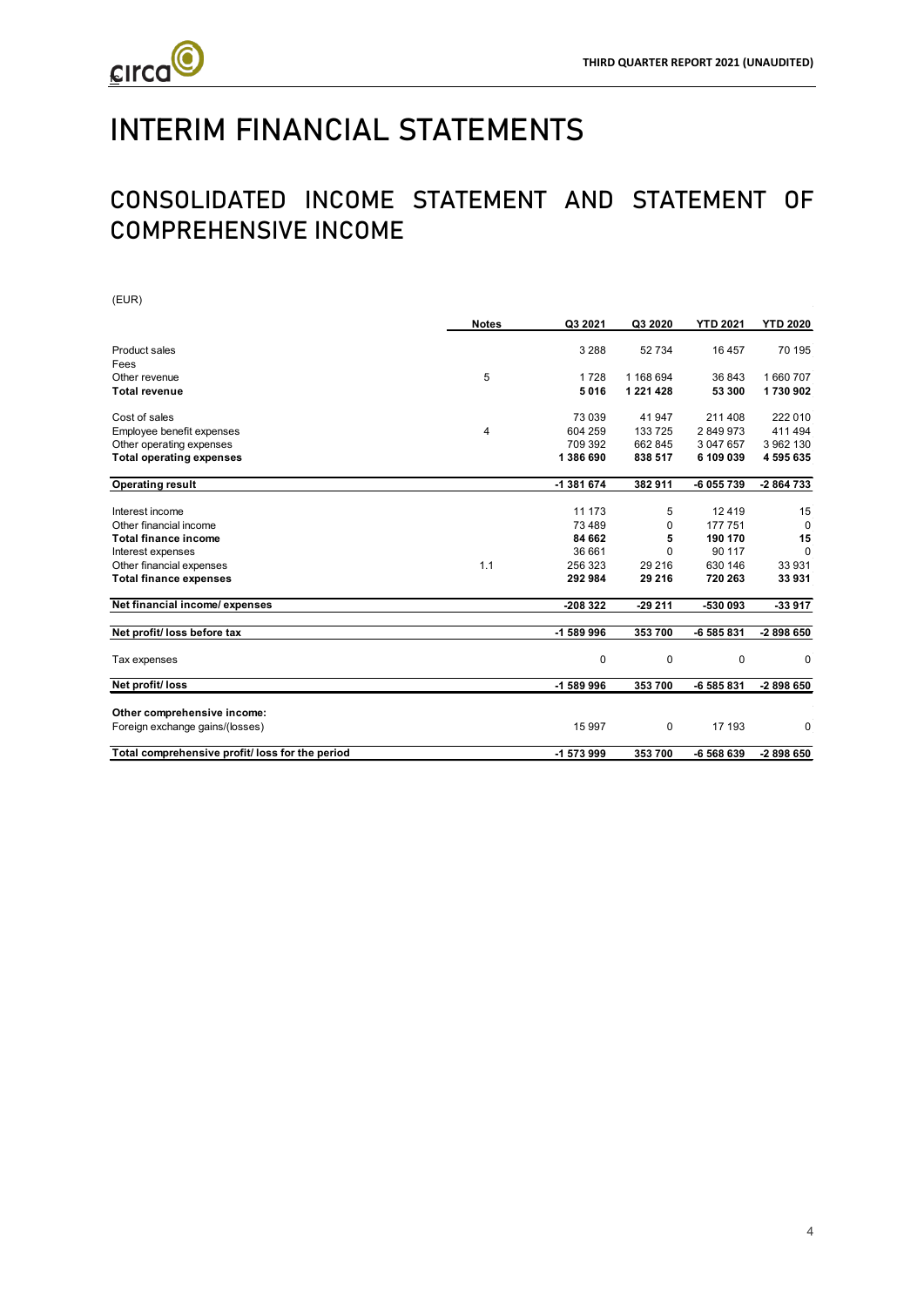# INTERIM FINANCIAL STATEMENTS

## CONSOLIDATED INCOME STATEMENT AND STATEMENT OF COMPREHENSIVE INCOME

(EUR)

| | Notes | Q3 2021 | Q3 2020 | YTD 2021 | YTD 2020 |
|---|---|---|---|---|---|
| Product sales | | 3 288 | 52 734 | 16 457 | 70 195 |
| Fees | | | | | |
| Other revenue | 5 | 1 728 | 1 168 694 | 36 843 | 1 660 707 |
| **Total revenue** | | **5 016** | **1 221 428** | **53 300** | **1 730 902** |
| Cost of sales | | 73 039 | 41 947 | 211 408 | 222 010 |
| Employee benefit expenses | 4 | 604 259 | 133 725 | 2 849 973 | 411 494 |
| Other operating expenses | | 709 392 | 662 845 | 3 047 657 | 3 962 130 |
| **Total operating expenses** | | **1 386 690** | **838 517** | **6 109 039** | **4 595 635** |
| **Operating result** | | **-1 381 674** | **382 911** | **-6 055 739** | **-2 864 733** |
| Interest income | | 11 173 | 5 | 12 419 | 15 |
| Other financial income | | 73 489 | 0 | 177 751 | 0 |
| **Total finance income** | | **84 662** | **5** | **190 170** | **15** |
| Interest expenses | | 36 661 | 0 | 90 117 | 0 |
| Other financial expenses | 1.1 | 256 323 | 29 216 | 630 146 | 33 931 |
| **Total finance expenses** | | **292 984** | **29 216** | **720 263** | **33 931** |
| **Net financial income/ expenses** | | **-208 322** | **-29 211** | **-530 093** | **-33 917** |
| **Net profit/ loss before tax** | | **-1 589 996** | **353 700** | **-6 585 831** | **-2 898 650** |
| Tax expenses | | 0 | 0 | 0 | 0 |
| **Net profit/ loss** | | **-1 589 996** | **353 700** | **-6 585 831** | **-2 898 650** |
| **Other comprehensive income:** | | | | | |
| Foreign exchange gains/(losses) | | 15 997 | 0 | 17 193 | 0 |
| **Total comprehensive profit/ loss for the period** | | **-1 573 999** | **353 700** | **-6 568 639** | **-2 898 650** |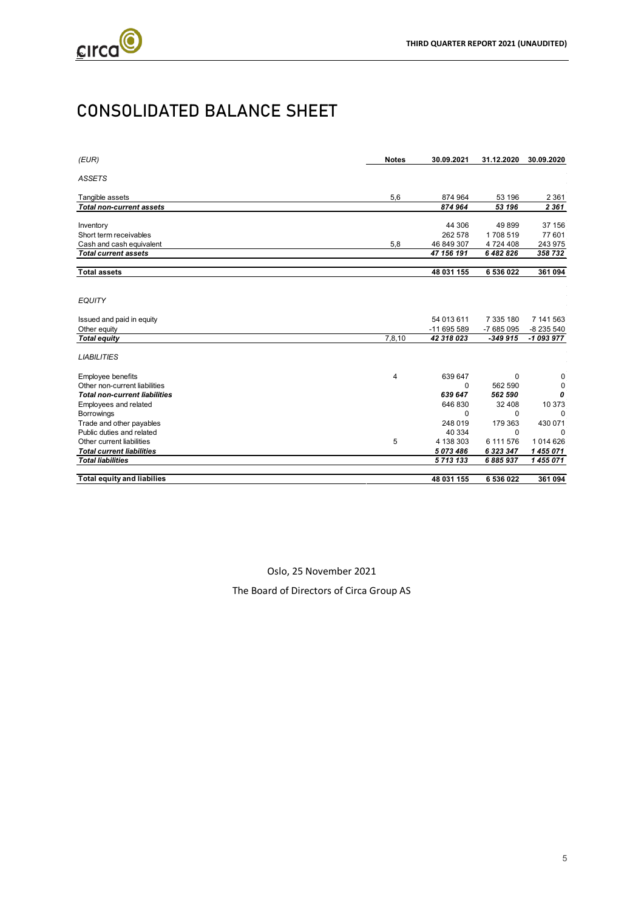# CONSOLIDATED BALANCE SHEET

| *(EUR)* | **Notes** | **30.09.2021** | **31.12.2020** | **30.09.2020** |
|---|---|---|---|---|
| *ASSETS* | | | | |
| Tangible assets | 5,6 | 874 964 | 53 196 | 2 361 |
| ***Total non-current assets*** | | ***874 964*** | ***53 196*** | ***2 361*** |
| Inventory | | 44 306 | 49 899 | 37 156 |
| Short term receivables | | 262 578 | 1 708 519 | 77 601 |
| Cash and cash equivalent | 5,8 | 46 849 307 | 4 724 408 | 243 975 |
| ***Total current assets*** | | ***47 156 191*** | ***6 482 826*** | ***358 732*** |
| **Total assets** | | **48 031 155** | **6 536 022** | **361 094** |
| *EQUITY* | | | | |
| Issued and paid in equity | | 54 013 611 | 7 335 180 | 7 141 563 |
| Other equity | | -11 695 589 | -7 685 095 | -8 235 540 |
| ***Total equity*** | 7,8,10 | ***42 318 023*** | ***-349 915*** | ***-1 093 977*** |
| *LIABILITIES* | | | | |
| Employee benefits | 4 | 639 647 | 0 | 0 |
| Other non-current liabilities | | 0 | 562 590 | 0 |
| ***Total non-current liabilities*** | | ***639 647*** | ***562 590*** | ***0*** |
| Employees and related | | 646 830 | 32 408 | 10 373 |
| Borrowings | | 0 | 0 | 0 |
| Trade and other payables | | 248 019 | 179 363 | 430 071 |
| Public duties and related | | 40 334 | 0 | 0 |
| Other current liabilities | 5 | 4 138 303 | 6 111 576 | 1 014 626 |
| ***Total current liabilities*** | | ***5 073 486*** | ***6 323 347*** | ***1 455 071*** |
| ***Total liabilities*** | | ***5 713 133*** | ***6 885 937*** | ***1 455 071*** |
| **Total equity and liabilies** | | **48 031 155** | **6 536 022** | **361 094** |

Oslo, 25 November 2021

The Board of Directors of Circa Group AS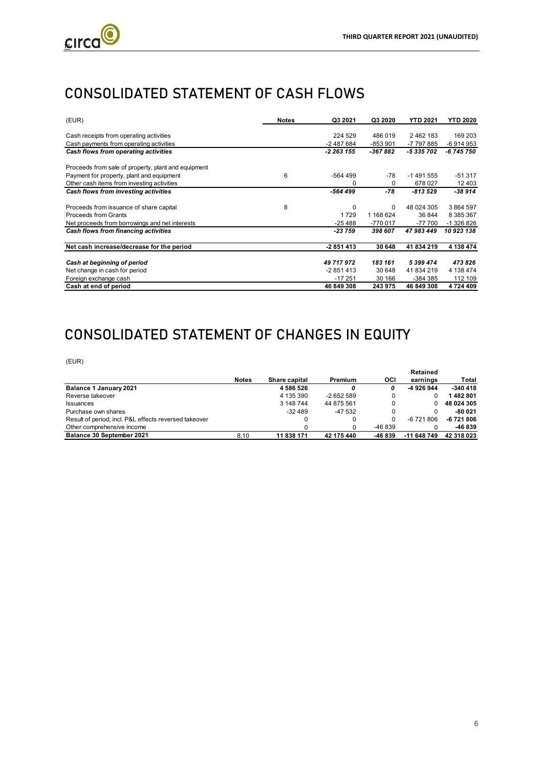# CONSOLIDATED STATEMENT OF CASH FLOWS

| (EUR) | Notes | Q3 2021 | Q3 2020 | YTD 2021 | YTD 2020 |
|---|---|---|---|---|---|
| Cash receipts from operating activities | | 224 529 | 486 019 | 2 462 183 | 169 203 |
| Cash payments from operating activities | | -2 487 684 | -853 901 | -7 797 885 | -6 914 953 |
| ***Cash flows from operating activities*** | | ***-2 263 155*** | ***-367 882*** | ***-5 335 702*** | ***-6 745 750*** |
| Proceeds from sale of property, plant and equipment | | | | | |
| Payment for property, plant and equipment | 6 | -564 499 | -78 | -1 491 555 | -51 317 |
| Other cash items from investing activities | | 0 | 0 | 678 027 | 12 403 |
| ***Cash flows from investing activities*** | | ***-564 499*** | ***-78*** | ***-813 529*** | ***-38 914*** |
| Proceeds from issuance of share capital | 8 | 0 | 0 | 48 024 305 | 3 864 597 |
| Proceeds from Grants | | 1 729 | 1 168 624 | 36 844 | 8 385 367 |
| Net proceeds from borrowings and net interests | | -25 488 | -770 017 | -77 700 | -1 326 826 |
| ***Cash flows from financing activities*** | | ***-23 759*** | ***398 607*** | ***47 983 449*** | ***10 923 138*** |
| **Net cash increase/decrease for the period** | | **-2 851 413** | **30 648** | **41 834 219** | **4 138 474** |
| ***Cash at beginning of period*** | | ***49 717 972*** | ***183 161*** | ***5 399 474*** | ***473 826*** |
| Net change in cash for period | | -2 851 413 | 30 648 | 41 834 219 | 4 138 474 |
| Foreign exchange cash | | -17 251 | 30 166 | -384 385 | 112 109 |
| **Cash at end of period** | | **46 849 308** | **243 975** | **46 849 308** | **4 724 409** |

# CONSOLIDATED STATEMENT OF CHANGES IN EQUITY

(EUR)

| | Notes | Share capital | Premium | OCI | Retained earnings | Total |
|---|---|---|---|---|---|---|
| **Balance 1 January 2021** | | **4 586 526** | ***0*** | ***0*** | **-4 926 944** | **-340 418** |
| Reverse takeover | | 4 135 390 | -2 652 589 | 0 | 0 | **1 482 801** |
| Issuances | | 3 148 744 | 44 875 561 | 0 | 0 | **48 024 305** |
| Purchase own shares | | -32 489 | -47 532 | 0 | 0 | **-80 021** |
| Result of period, incl. P&L effects reversed takeover | | 0 | 0 | 0 | -6 721 806 | **-6 721 806** |
| Other comprehensive income | | 0 | 0 | -46 839 | 0 | **-46 839** |
| **Balance 30 September 2021** | 8,10 | **11 838 171** | **42 175 440** | **-46 839** | **-11 648 749** | **42 318 023** |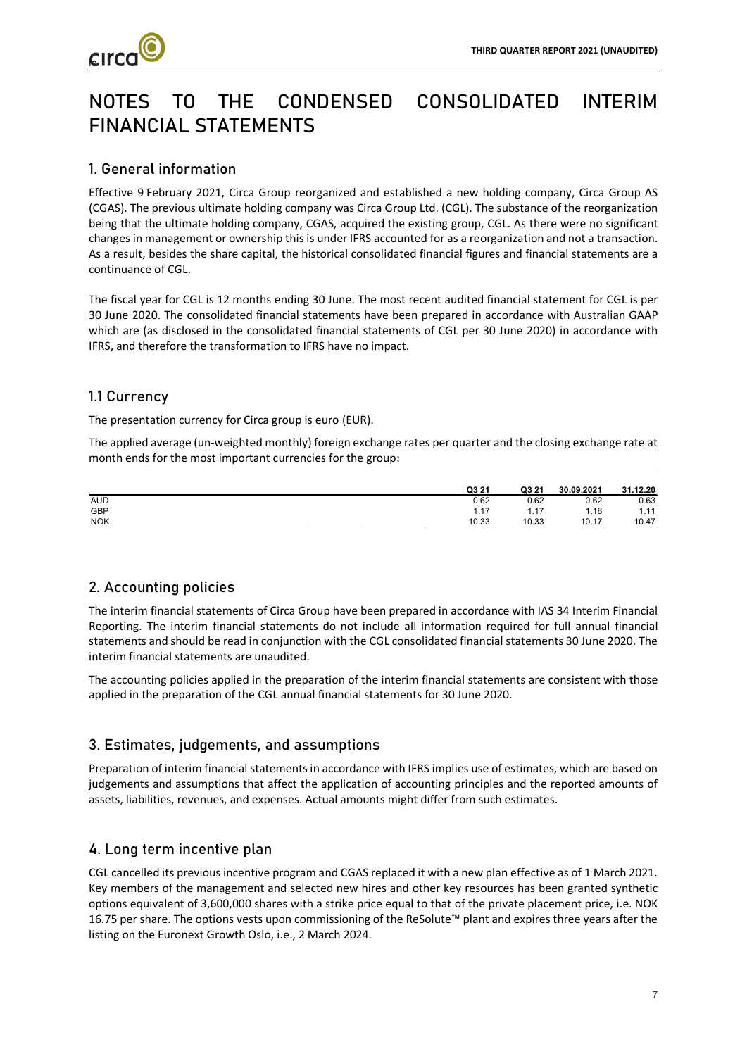# NOTES TO THE CONDENSED CONSOLIDATED INTERIM FINANCIAL STATEMENTS

## 1. General information

Effective 9 February 2021, Circa Group reorganized and established a new holding company, Circa Group AS (CGAS). The previous ultimate holding company was Circa Group Ltd. (CGL). The substance of the reorganization being that the ultimate holding company, CGAS, acquired the existing group, CGL. As there were no significant changes in management or ownership this is under IFRS accounted for as a reorganization and not a transaction. As a result, besides the share capital, the historical consolidated financial figures and financial statements are a continuance of CGL.

The fiscal year for CGL is 12 months ending 30 June. The most recent audited financial statement for CGL is per 30 June 2020. The consolidated financial statements have been prepared in accordance with Australian GAAP which are (as disclosed in the consolidated financial statements of CGL per 30 June 2020) in accordance with IFRS, and therefore the transformation to IFRS have no impact.

## 1.1 Currency

The presentation currency for Circa group is euro (EUR).

The applied average (un-weighted monthly) foreign exchange rates per quarter and the closing exchange rate at month ends for the most important currencies for the group:

| | Q3 21 | Q3 21 | 30.09.2021 | 31.12.20 |
|---|---|---|---|---|
| AUD | 0.62 | 0.62 | 0.62 | 0.63 |
| GBP | 1.17 | 1.17 | 1.16 | 1.11 |
| NOK | 10.33 | 10.33 | 10.17 | 10.47 |

## 2. Accounting policies

The interim financial statements of Circa Group have been prepared in accordance with IAS 34 Interim Financial Reporting. The interim financial statements do not include all information required for full annual financial statements and should be read in conjunction with the CGL consolidated financial statements 30 June 2020. The interim financial statements are unaudited.

The accounting policies applied in the preparation of the interim financial statements are consistent with those applied in the preparation of the CGL annual financial statements for 30 June 2020.

## 3. Estimates, judgements, and assumptions

Preparation of interim financial statements in accordance with IFRS implies use of estimates, which are based on judgements and assumptions that affect the application of accounting principles and the reported amounts of assets, liabilities, revenues, and expenses. Actual amounts might differ from such estimates.

## 4. Long term incentive plan

CGL cancelled its previous incentive program and CGAS replaced it with a new plan effective as of 1 March 2021. Key members of the management and selected new hires and other key resources has been granted synthetic options equivalent of 3,600,000 shares with a strike price equal to that of the private placement price, i.e. NOK 16.75 per share. The options vests upon commissioning of the ReSolute™ plant and expires three years after the listing on the Euronext Growth Oslo, i.e., 2 March 2024.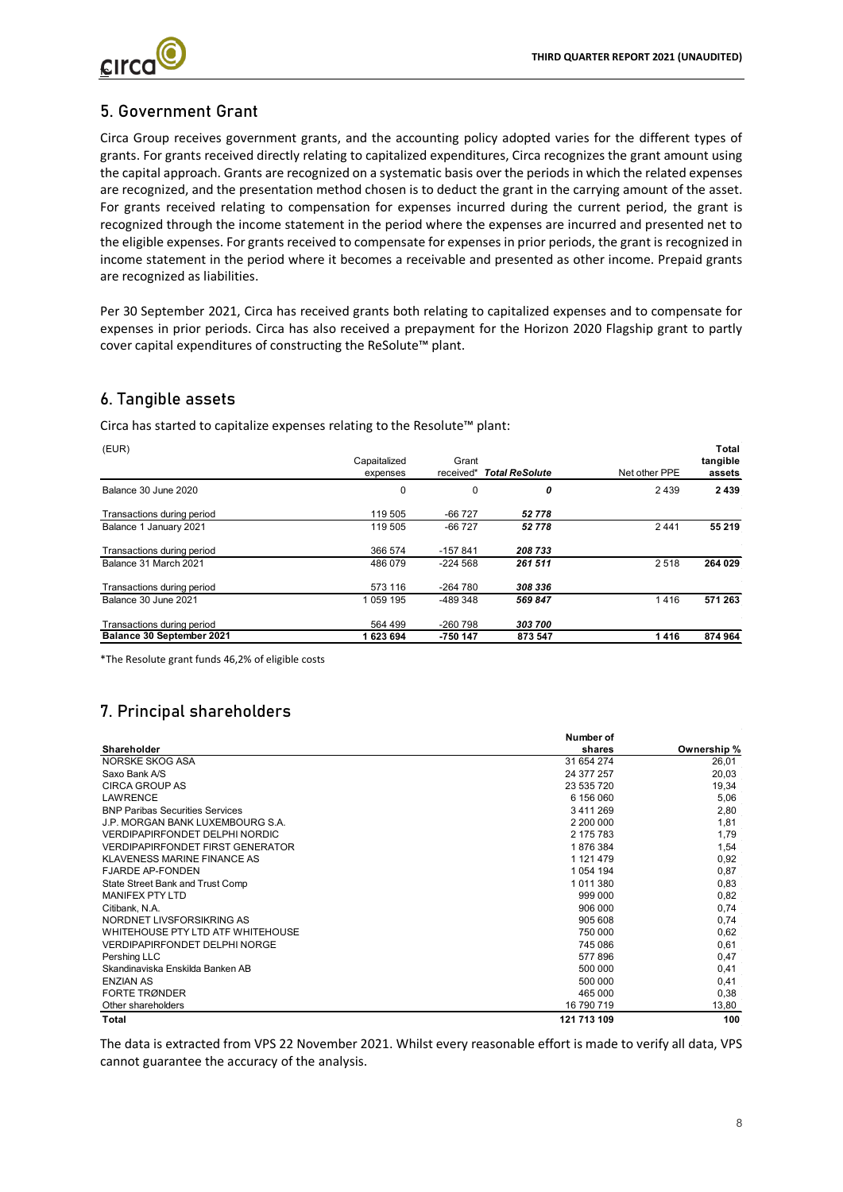## 5. Government Grant

Circa Group receives government grants, and the accounting policy adopted varies for the different types of grants. For grants received directly relating to capitalized expenditures, Circa recognizes the grant amount using the capital approach. Grants are recognized on a systematic basis over the periods in which the related expenses are recognized, and the presentation method chosen is to deduct the grant in the carrying amount of the asset. For grants received relating to compensation for expenses incurred during the current period, the grant is recognized through the income statement in the period where the expenses are incurred and presented net to the eligible expenses. For grants received to compensate for expenses in prior periods, the grant is recognized in income statement in the period where it becomes a receivable and presented as other income. Prepaid grants are recognized as liabilities.

Per 30 September 2021, Circa has received grants both relating to capitalized expenses and to compensate for expenses in prior periods. Circa has also received a prepayment for the Horizon 2020 Flagship grant to partly cover capital expenditures of constructing the ReSolute™ plant.

## 6. Tangible assets

Circa has started to capitalize expenses relating to the Resolute™ plant:

| (EUR) | Capaitalized expenses | Grant received* | *Total ReSolute* | Net other PPE | Total tangible assets |
|---|---|---|---|---|---|
| Balance 30 June 2020 | 0 | 0 | *0* | 2 439 | **2 439** |
| Transactions during period | 119 505 | -66 727 | *52 778* | | |
| Balance 1 January 2021 | 119 505 | -66 727 | *52 778* | 2 441 | **55 219** |
| Transactions during period | 366 574 | -157 841 | *208 733* | | |
| Balance 31 March 2021 | 486 079 | -224 568 | *261 511* | 2 518 | **264 029** |
| Transactions during period | 573 116 | -264 780 | *308 336* | | |
| Balance 30 June 2021 | 1 059 195 | -489 348 | *569 847* | 1 416 | **571 263** |
| Transactions during period | 564 499 | -260 798 | *303 700* | | |
| **Balance 30 September 2021** | **1 623 694** | **-750 147** | **873 547** | **1 416** | **874 964** |

*The Resolute grant funds 46,2% of eligible costs

## 7. Principal shareholders

| Shareholder | Number of shares | Ownership % |
|---|---|---|
| NORSKE SKOG ASA | 31 654 274 | 26,01 |
| Saxo Bank A/S | 24 377 257 | 20,03 |
| CIRCA GROUP AS | 23 535 720 | 19,34 |
| LAWRENCE | 6 156 060 | 5,06 |
| BNP Paribas Securities Services | 3 411 269 | 2,80 |
| J.P. MORGAN BANK LUXEMBOURG S.A. | 2 200 000 | 1,81 |
| VERDIPAPIRFONDET DELPHI NORDIC | 2 175 783 | 1,79 |
| VERDIPAPIRFONDET FIRST GENERATOR | 1 876 384 | 1,54 |
| KLAVENESS MARINE FINANCE AS | 1 121 479 | 0,92 |
| FJARDE AP-FONDEN | 1 054 194 | 0,87 |
| State Street Bank and Trust Comp | 1 011 380 | 0,83 |
| MANIFEX PTY LTD | 999 000 | 0,82 |
| Citibank, N.A. | 906 000 | 0,74 |
| NORDNET LIVSFORSIKRING AS | 905 608 | 0,74 |
| WHITEHOUSE PTY LTD ATF WHITEHOUSE | 750 000 | 0,62 |
| VERDIPAPIRFONDET DELPHI NORGE | 745 086 | 0,61 |
| Pershing LLC | 577 896 | 0,47 |
| Skandinaviska Enskilda Banken AB | 500 000 | 0,41 |
| ENZIAN AS | 500 000 | 0,41 |
| FORTE TRØNDER | 465 000 | 0,38 |
| Other shareholders | 16 790 719 | 13,80 |
| **Total** | **121 713 109** | **100** |

The data is extracted from VPS 22 November 2021. Whilst every reasonable effort is made to verify all data, VPS cannot guarantee the accuracy of the analysis.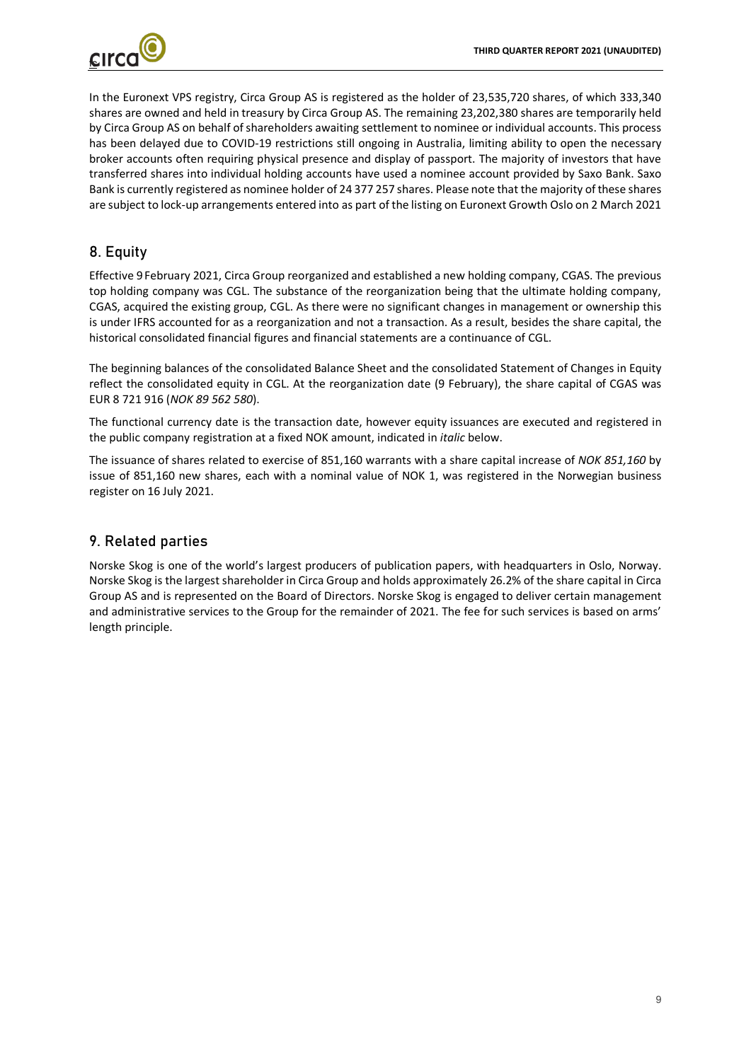In the Euronext VPS registry, Circa Group AS is registered as the holder of 23,535,720 shares, of which 333,340 shares are owned and held in treasury by Circa Group AS. The remaining 23,202,380 shares are temporarily held by Circa Group AS on behalf of shareholders awaiting settlement to nominee or individual accounts. This process has been delayed due to COVID-19 restrictions still ongoing in Australia, limiting ability to open the necessary broker accounts often requiring physical presence and display of passport. The majority of investors that have transferred shares into individual holding accounts have used a nominee account provided by Saxo Bank. Saxo Bank is currently registered as nominee holder of 24 377 257 shares. Please note that the majority of these shares are subject to lock-up arrangements entered into as part of the listing on Euronext Growth Oslo on 2 March 2021

## 8. Equity

Effective 9 February 2021, Circa Group reorganized and established a new holding company, CGAS. The previous top holding company was CGL. The substance of the reorganization being that the ultimate holding company, CGAS, acquired the existing group, CGL. As there were no significant changes in management or ownership this is under IFRS accounted for as a reorganization and not a transaction. As a result, besides the share capital, the historical consolidated financial figures and financial statements are a continuance of CGL.

The beginning balances of the consolidated Balance Sheet and the consolidated Statement of Changes in Equity reflect the consolidated equity in CGL. At the reorganization date (9 February), the share capital of CGAS was EUR 8 721 916 (*NOK 89 562 580*).

The functional currency date is the transaction date, however equity issuances are executed and registered in the public company registration at a fixed NOK amount, indicated in *italic* below.

The issuance of shares related to exercise of 851,160 warrants with a share capital increase of *NOK 851,160* by issue of 851,160 new shares, each with a nominal value of NOK 1, was registered in the Norwegian business register on 16 July 2021.

## 9. Related parties

Norske Skog is one of the world's largest producers of publication papers, with headquarters in Oslo, Norway. Norske Skog is the largest shareholder in Circa Group and holds approximately 26.2% of the share capital in Circa Group AS and is represented on the Board of Directors. Norske Skog is engaged to deliver certain management and administrative services to the Group for the remainder of 2021. The fee for such services is based on arms' length principle.